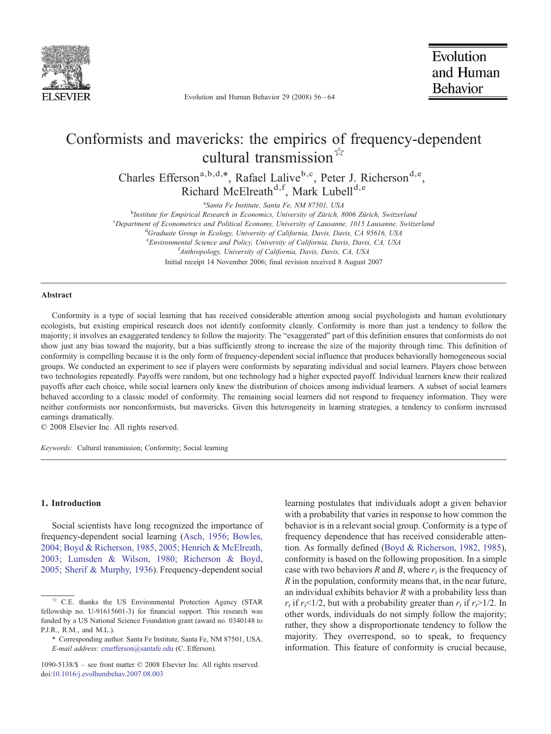# Conformists and mavericks: the empirics of frequency-dependent cultural transmission ☆

Charles Efferson[a,b,d,*], Rafael Lalive[b,c], Peter J. Richerson[d,e], Richard McElreath[d,f], Mark Lubell[d,e]

[a] Santa Fe Institute, Santa Fe, NM 87501, USA
[b] Institute for Empirical Research in Economics, University of Zürich, 8006 Zürich, Switzerland
[c] Department of Econometrics and Political Economy, University of Lausanne, 1015 Lausanne, Switzerland
[d] Graduate Group in Ecology, University of California, Davis, Davis, CA 95616, USA
[e] Environmental Science and Policy, University of California, Davis, Davis, CA, USA
[f] Anthropology, University of California, Davis, Davis, CA, USA

Initial receipt 14 November 2006; final revision received 8 August 2007

## Abstract

Conformity is a type of social learning that has received considerable attention among social psychologists and human evolutionary ecologists, but existing empirical research does not identify conformity cleanly. Conformity is more than just a tendency to follow the majority; it involves an exaggerated tendency to follow the majority. The "exaggerated" part of this definition ensures that conformists do not show just any bias toward the majority, but a bias sufficiently strong to increase the size of the majority through time. This definition of conformity is compelling because it is the only form of frequency-dependent social influence that produces behaviorally homogeneous social groups. We conducted an experiment to see if players were conformists by separating individual and social learners. Players chose between two technologies repeatedly. Payoffs were random, but one technology had a higher expected payoff. Individual learners knew their realized payoffs after each choice, while social learners only knew the distribution of choices among individual learners. A subset of social learners behaved according to a classic model of conformity. The remaining social learners did not respond to frequency information. They were neither conformists nor nonconformists, but mavericks. Given this heterogeneity in learning strategies, a tendency to conform increased earnings dramatically.

© 2008 Elsevier Inc. All rights reserved.

*Keywords:* Cultural transmission; Conformity; Social learning

## 1. Introduction

Social scientists have long recognized the importance of frequency-dependent social learning (Asch, 1956; Bowles, 2004; Boyd & Richerson, 1985, 2005; Henrich & McElreath, 2003; Lumsden & Wilson, 1980; Richerson & Boyd, 2005; Sherif & Murphy, 1936). Frequency-dependent social learning postulates that individuals adopt a given behavior with a probability that varies in response to how common the behavior is in a relevant social group. Conformity is a type of frequency dependence that has received considerable attention. As formally defined (Boyd & Richerson, 1982, 1985), conformity is based on the following proposition. In a simple case with two behaviors $R$ and $B$, where $r_t$ is the frequency of $R$ in the population, conformity means that, in the near future, an individual exhibits behavior $R$ with a probability less than $r_t$ if $r_t<1/2$, but with a probability greater than $r_t$ if $r_t>1/2$. In other words, individuals do not simply follow the majority; rather, they show a disproportionate tendency to follow the majority. They overrespond, so to speak, to frequency information. This feature of conformity is crucial because,

☆ C.E. thanks the US Environmental Protection Agency (STAR fellowship no. U-91615601-3) for financial support. This research was funded by a US National Science Foundation grant (award no. 0340148 to P.J.R., R.M., and M.L.).

\* Corresponding author. Santa Fe Institute, Santa Fe, NM 87501, USA. *E-mail address:* cmefferson@santafe.edu (C. Efferson).

1090-5138/$ – see front matter © 2008 Elsevier Inc. All rights reserved.
doi:10.1016/j.evolhumbehav.2007.08.003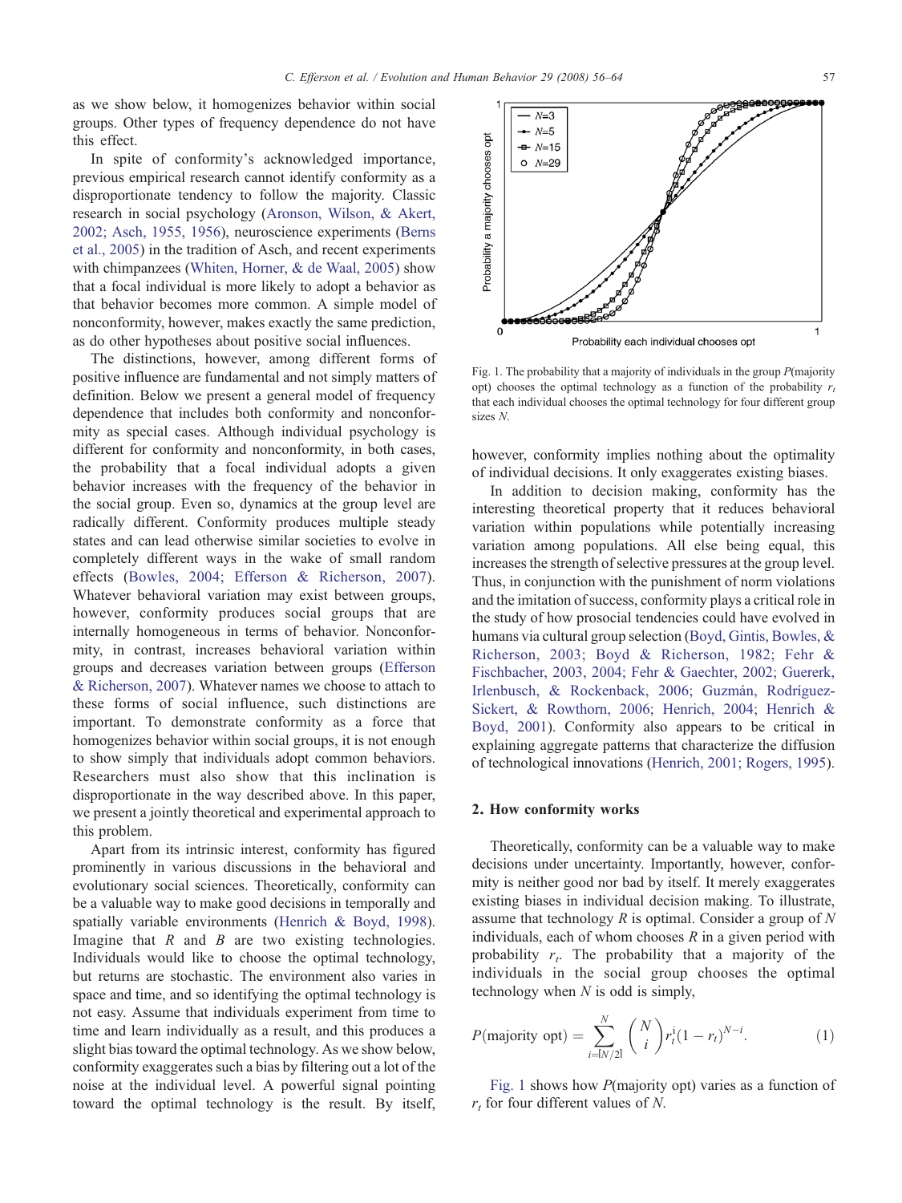as we show below, it homogenizes behavior within social groups. Other types of frequency dependence do not have this effect.

In spite of conformity's acknowledged importance, previous empirical research cannot identify conformity as a disproportionate tendency to follow the majority. Classic research in social psychology (Aronson, Wilson, & Akert, 2002; Asch, 1955, 1956), neuroscience experiments (Berns et al., 2005) in the tradition of Asch, and recent experiments with chimpanzees (Whiten, Horner, & de Waal, 2005) show that a focal individual is more likely to adopt a behavior as that behavior becomes more common. A simple model of nonconformity, however, makes exactly the same prediction, as do other hypotheses about positive social influences.

The distinctions, however, among different forms of positive influence are fundamental and not simply matters of definition. Below we present a general model of frequency dependence that includes both conformity and nonconformity as special cases. Although individual psychology is different for conformity and nonconformity, in both cases, the probability that a focal individual adopts a given behavior increases with the frequency of the behavior in the social group. Even so, dynamics at the group level are radically different. Conformity produces multiple steady states and can lead otherwise similar societies to evolve in completely different ways in the wake of small random effects (Bowles, 2004; Efferson & Richerson, 2007). Whatever behavioral variation may exist between groups, however, conformity produces social groups that are internally homogeneous in terms of behavior. Nonconformity, in contrast, increases behavioral variation within groups and decreases variation between groups (Efferson & Richerson, 2007). Whatever names we choose to attach to these forms of social influence, such distinctions are important. To demonstrate conformity as a force that homogenizes behavior within social groups, it is not enough to show simply that individuals adopt common behaviors. Researchers must also show that this inclination is disproportionate in the way described above. In this paper, we present a jointly theoretical and experimental approach to this problem.

Apart from its intrinsic interest, conformity has figured prominently in various discussions in the behavioral and evolutionary social sciences. Theoretically, conformity can be a valuable way to make good decisions in temporally and spatially variable environments (Henrich & Boyd, 1998). Imagine that $R$ and $B$ are two existing technologies. Individuals would like to choose the optimal technology, but returns are stochastic. The environment also varies in space and time, and so identifying the optimal technology is not easy. Assume that individuals experiment from time to time and learn individually as a result, and this produces a slight bias toward the optimal technology. As we show below, conformity exaggerates such a bias by filtering out a lot of the noise at the individual level. A powerful signal pointing toward the optimal technology is the result. By itself, however, conformity implies nothing about the optimality of individual decisions. It only exaggerates existing biases.

Fig. 1. The probability that a majority of individuals in the group $P$(majority opt) chooses the optimal technology as a function of the probability $r_t$ that each individual chooses the optimal technology for four different group sizes $N$.

In addition to decision making, conformity has the interesting theoretical property that it reduces behavioral variation within populations while potentially increasing variation among populations. All else being equal, this increases the strength of selective pressures at the group level. Thus, in conjunction with the punishment of norm violations and the imitation of success, conformity plays a critical role in the study of how prosocial tendencies could have evolved in humans via cultural group selection (Boyd, Gintis, Bowles, & Richerson, 2003; Boyd & Richerson, 1982; Fehr & Fischbacher, 2003, 2004; Fehr & Gaechter, 2002; Guererk, Irlenbusch, & Rockenback, 2006; Guzmán, Rodríguez-Sickert, & Rowthorn, 2006; Henrich, 2004; Henrich & Boyd, 2001). Conformity also appears to be critical in explaining aggregate patterns that characterize the diffusion of technological innovations (Henrich, 2001; Rogers, 1995).

## 2. How conformity works

Theoretically, conformity can be a valuable way to make decisions under uncertainty. Importantly, however, conformity is neither good nor bad by itself. It merely exaggerates existing biases in individual decision making. To illustrate, assume that technology $R$ is optimal. Consider a group of $N$ individuals, each of whom chooses $R$ in a given period with probability $r_t$. The probability that a majority of the individuals in the social group chooses the optimal technology when $N$ is odd is simply,

$$P(\text{majority opt}) = \sum_{i=\lceil N/2 \rceil}^{N} \binom{N}{i} r_t^i (1 - r_t)^{N-i}. \tag{1}$$

Fig. 1 shows how $P$(majority opt) varies as a function of $r_t$ for four different values of $N$.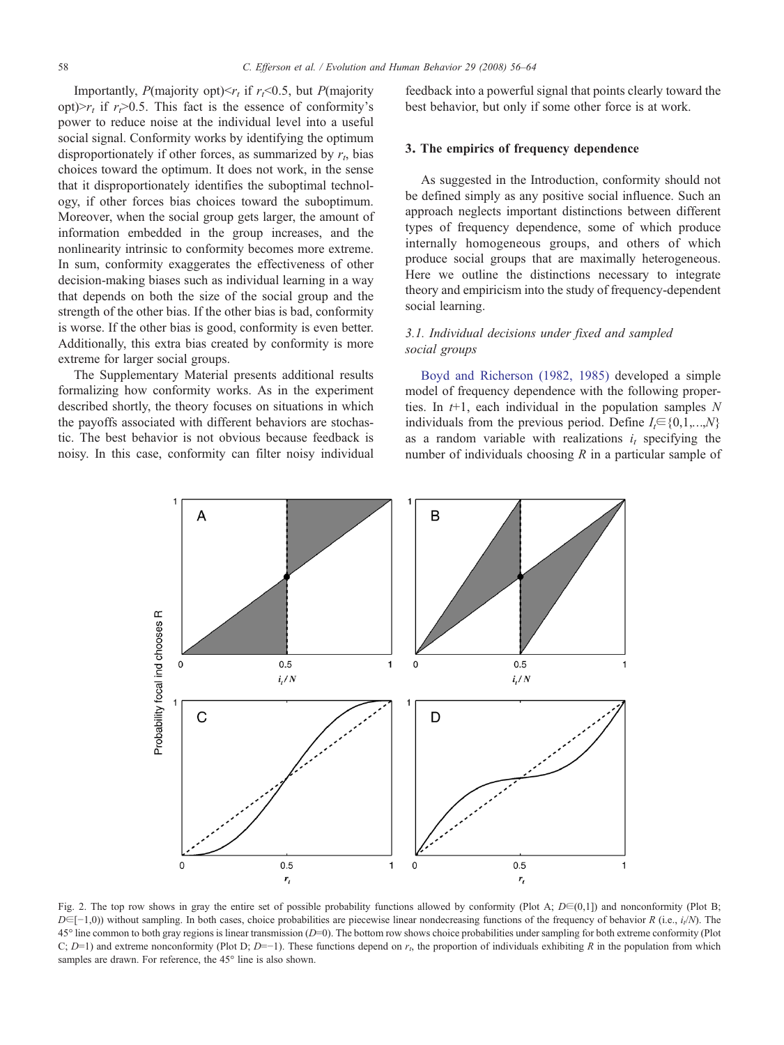Importantly, $P$(majority opt)$<r_t$ if $r_t<0.5$, but $P$(majority opt)$>r_t$ if $r_t>0.5$. This fact is the essence of conformity's power to reduce noise at the individual level into a useful social signal. Conformity works by identifying the optimum disproportionately if other forces, as summarized by $r_t$, bias choices toward the optimum. It does not work, in the sense that it disproportionately identifies the suboptimal technology, if other forces bias choices toward the suboptimum. Moreover, when the social group gets larger, the amount of information embedded in the group increases, and the nonlinearity intrinsic to conformity becomes more extreme. In sum, conformity exaggerates the effectiveness of other decision-making biases such as individual learning in a way that depends on both the size of the social group and the strength of the other bias. If the other bias is bad, conformity is worse. If the other bias is good, conformity is even better. Additionally, this extra bias created by conformity is more extreme for larger social groups.

The Supplementary Material presents additional results formalizing how conformity works. As in the experiment described shortly, the theory focuses on situations in which the payoffs associated with different behaviors are stochastic. The best behavior is not obvious because feedback is noisy. In this case, conformity can filter noisy individual feedback into a powerful signal that points clearly toward the best behavior, but only if some other force is at work.

## 3. The empirics of frequency dependence

As suggested in the Introduction, conformity should not be defined simply as any positive social influence. Such an approach neglects important distinctions between different types of frequency dependence, some of which produce internally homogeneous groups, and others of which produce social groups that are maximally heterogeneous. Here we outline the distinctions necessary to integrate theory and empiricism into the study of frequency-dependent social learning.

### 3.1. Individual decisions under fixed and sampled social groups

Boyd and Richerson (1982, 1985) developed a simple model of frequency dependence with the following properties. In $t$+1, each individual in the population samples $N$ individuals from the previous period. Define $I_t \in \{0,1,\ldots,N\}$ as a random variable with realizations $i_t$ specifying the number of individuals choosing $R$ in a particular sample of

Fig. 2. The top row shows in gray the entire set of possible probability functions allowed by conformity (Plot A; $D\in(0,1]$) and nonconformity (Plot B; $D\in[-1,0)$) without sampling. In both cases, choice probabilities are piecewise linear nondecreasing functions of the frequency of behavior $R$ (i.e., $i_t/N$). The 45° line common to both gray regions is linear transmission ($D$=0). The bottom row shows choice probabilities under sampling for both extreme conformity (Plot C; $D$=1) and extreme nonconformity (Plot D; $D$=−1). These functions depend on $r_t$, the proportion of individuals exhibiting $R$ in the population from which samples are drawn. For reference, the 45° line is also shown.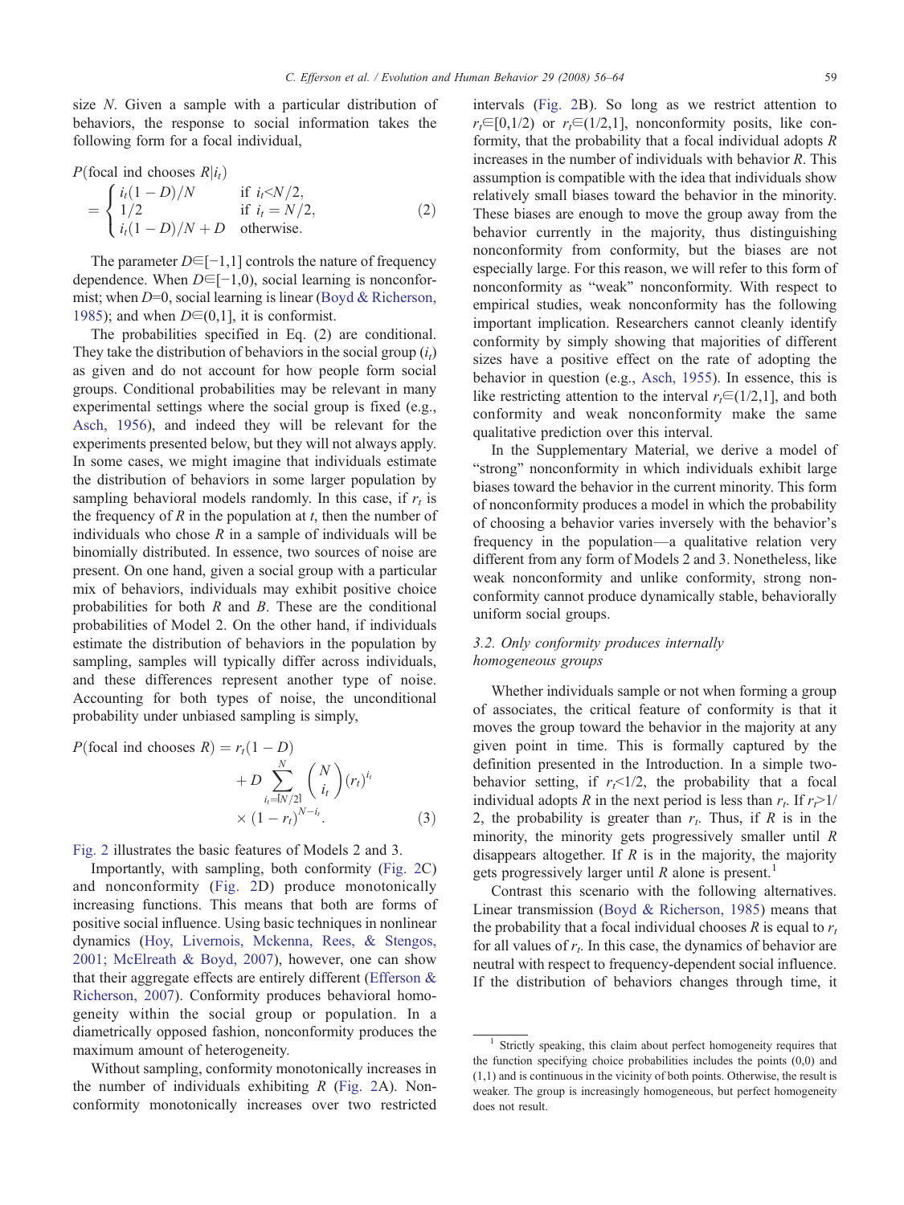size $N$. Given a sample with a particular distribution of behaviors, the response to social information takes the following form for a focal individual,

$$P(\text{focal ind chooses } R|i_t) = \begin{cases} i_t(1-D)/N & \text{if } i_t<N/2, \\ 1/2 & \text{if } i_t=N/2, \\ i_t(1-D)/N+D & \text{otherwise.} \end{cases} \quad (2)$$

The parameter $D\in[-1,1]$ controls the nature of frequency dependence. When $D\in[-1,0)$, social learning is nonconformist; when $D=0$, social learning is linear (Boyd & Richerson, 1985); and when $D\in(0,1]$, it is conformist.

The probabilities specified in Eq. (2) are conditional. They take the distribution of behaviors in the social group ($i_t$) as given and do not account for how people form social groups. Conditional probabilities may be relevant in many experimental settings where the social group is fixed (e.g., Asch, 1956), and indeed they will be relevant for the experiments presented below, but they will not always apply. In some cases, we might imagine that individuals estimate the distribution of behaviors in some larger population by sampling behavioral models randomly. In this case, if $r_t$ is the frequency of $R$ in the population at $t$, then the number of individuals who chose $R$ in a sample of individuals will be binomially distributed. In essence, two sources of noise are present. On one hand, given a social group with a particular mix of behaviors, individuals may exhibit positive choice probabilities for both $R$ and $B$. These are the conditional probabilities of Model 2. On the other hand, if individuals estimate the distribution of behaviors in the population by sampling, samples will typically differ across individuals, and these differences represent another type of noise. Accounting for both types of noise, the unconditional probability under unbiased sampling is simply,

$$P(\text{focal ind chooses } R) = r_t(1-D) + D\sum_{i_t=\lceil N/2\rceil}^{N}\binom{N}{i_t}(r_t)^{i_t}\times(1-r_t)^{N-i_t}. \quad (3)$$

Fig. 2 illustrates the basic features of Models 2 and 3.

Importantly, with sampling, both conformity (Fig. 2C) and nonconformity (Fig. 2D) produce monotonically increasing functions. This means that both are forms of positive social influence. Using basic techniques in nonlinear dynamics (Hoy, Livernois, Mckenna, Rees, & Stengos, 2001; McElreath & Boyd, 2007), however, one can show that their aggregate effects are entirely different (Efferson & Richerson, 2007). Conformity produces behavioral homogeneity within the social group or population. In a diametrically opposed fashion, nonconformity produces the maximum amount of heterogeneity.

Without sampling, conformity monotonically increases in the number of individuals exhibiting $R$ (Fig. 2A). Nonconformity monotonically increases over two restricted intervals (Fig. 2B). So long as we restrict attention to $r_t\in[0,1/2)$ or $r_t\in(1/2,1]$, nonconformity posits, like conformity, that the probability that a focal individual adopts $R$ increases in the number of individuals with behavior $R$. This assumption is compatible with the idea that individuals show relatively small biases toward the behavior in the minority. These biases are enough to move the group away from the behavior currently in the majority, thus distinguishing nonconformity from conformity, but the biases are not especially large. For this reason, we will refer to this form of nonconformity as "weak" nonconformity. With respect to empirical studies, weak nonconformity has the following important implication. Researchers cannot cleanly identify conformity by simply showing that majorities of different sizes have a positive effect on the rate of adopting the behavior in question (e.g., Asch, 1955). In essence, this is like restricting attention to the interval $r_t\in(1/2,1]$, and both conformity and weak nonconformity make the same qualitative prediction over this interval.

In the Supplementary Material, we derive a model of "strong" nonconformity in which individuals exhibit large biases toward the behavior in the current minority. This form of nonconformity produces a model in which the probability of choosing a behavior varies inversely with the behavior's frequency in the population—a qualitative relation very different from any form of Models 2 and 3. Nonetheless, like weak nonconformity and unlike conformity, strong nonconformity cannot produce dynamically stable, behaviorally uniform social groups.

### 3.2. Only conformity produces internally homogeneous groups

Whether individuals sample or not when forming a group of associates, the critical feature of conformity is that it moves the group toward the behavior in the majority at any given point in time. This is formally captured by the definition presented in the Introduction. In a simple two-behavior setting, if $r_t<1/2$, the probability that a focal individual adopts $R$ in the next period is less than $r_t$. If $r_t>1/2$, the probability is greater than $r_t$. Thus, if $R$ is in the minority, the minority gets progressively smaller until $R$ disappears altogether. If $R$ is in the majority, the majority gets progressively larger until $R$ alone is present.[1]

Contrast this scenario with the following alternatives. Linear transmission (Boyd & Richerson, 1985) means that the probability that a focal individual chooses $R$ is equal to $r_t$ for all values of $r_t$. In this case, the dynamics of behavior are neutral with respect to frequency-dependent social influence. If the distribution of behaviors changes through time, it

[1] Strictly speaking, this claim about perfect homogeneity requires that the function specifying choice probabilities includes the points (0,0) and (1,1) and is continuous in the vicinity of both points. Otherwise, the result is weaker. The group is increasingly homogeneous, but perfect homogeneity does not result.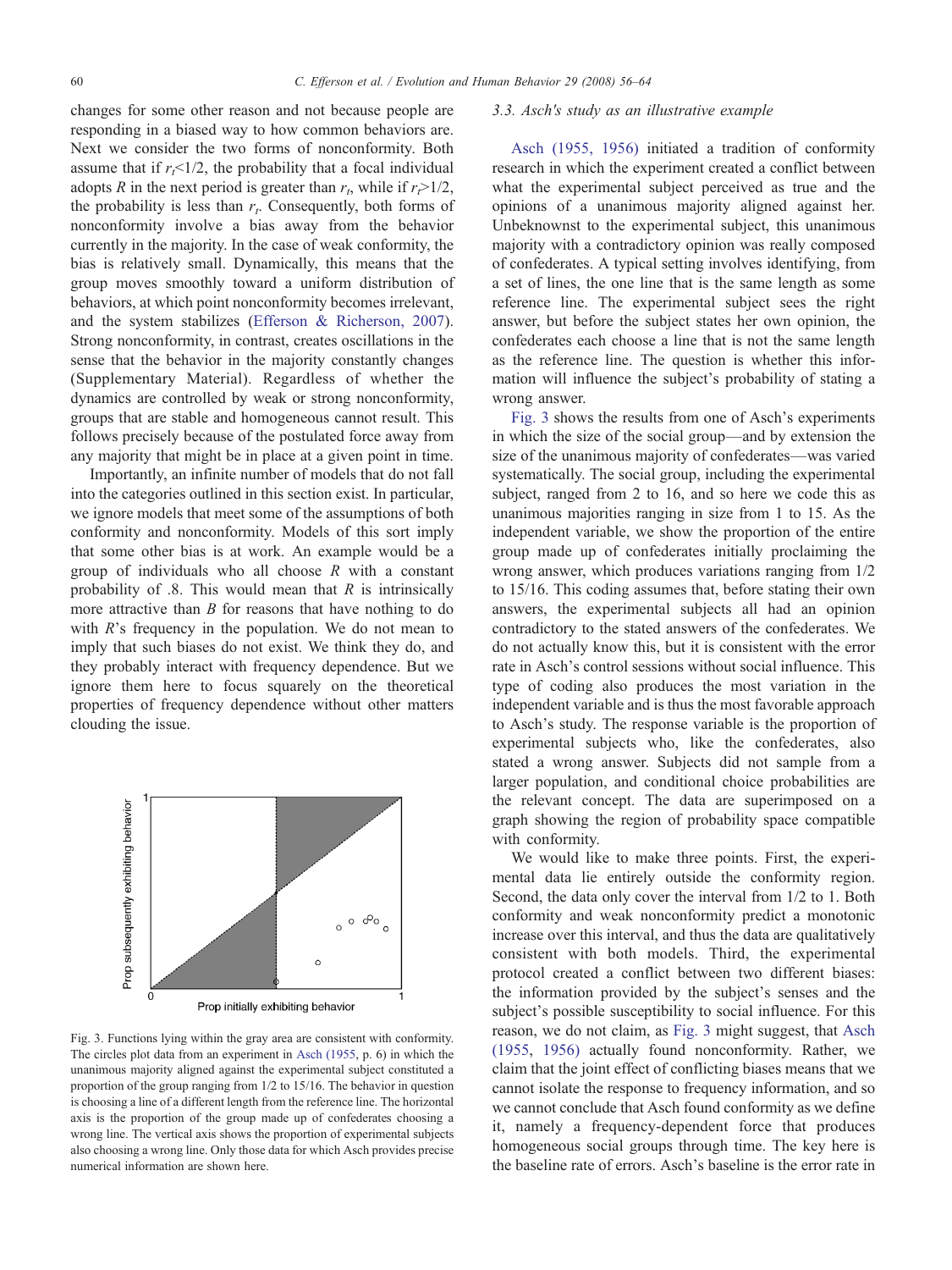changes for some other reason and not because people are responding in a biased way to how common behaviors are. Next we consider the two forms of nonconformity. Both assume that if $r_t$<1/2, the probability that a focal individual adopts $R$ in the next period is greater than $r_t$, while if $r_t$>1/2, the probability is less than $r_t$. Consequently, both forms of nonconformity involve a bias away from the behavior currently in the majority. In the case of weak conformity, the bias is relatively small. Dynamically, this means that the group moves smoothly toward a uniform distribution of behaviors, at which point nonconformity becomes irrelevant, and the system stabilizes (Efferson & Richerson, 2007). Strong nonconformity, in contrast, creates oscillations in the sense that the behavior in the majority constantly changes (Supplementary Material). Regardless of whether the dynamics are controlled by weak or strong nonconformity, groups that are stable and homogeneous cannot result. This follows precisely because of the postulated force away from any majority that might be in place at a given point in time.

Importantly, an infinite number of models that do not fall into the categories outlined in this section exist. In particular, we ignore models that meet some of the assumptions of both conformity and nonconformity. Models of this sort imply that some other bias is at work. An example would be a group of individuals who all choose $R$ with a constant probability of .8. This would mean that $R$ is intrinsically more attractive than $B$ for reasons that have nothing to do with $R$'s frequency in the population. We do not mean to imply that such biases do not exist. We think they do, and they probably interact with frequency dependence. But we ignore them here to focus squarely on the theoretical properties of frequency dependence without other matters clouding the issue.

Fig. 3. Functions lying within the gray area are consistent with conformity. The circles plot data from an experiment in Asch (1955, p. 6) in which the unanimous majority aligned against the experimental subject constituted a proportion of the group ranging from 1/2 to 15/16. The behavior in question is choosing a line of a different length from the reference line. The horizontal axis is the proportion of the group made up of confederates choosing a wrong line. The vertical axis shows the proportion of experimental subjects also choosing a wrong line. Only those data for which Asch provides precise numerical information are shown here.

### 3.3. Asch's study as an illustrative example

Asch (1955, 1956) initiated a tradition of conformity research in which the experiment created a conflict between what the experimental subject perceived as true and the opinions of a unanimous majority aligned against her. Unbeknownst to the experimental subject, this unanimous majority with a contradictory opinion was really composed of confederates. A typical setting involves identifying, from a set of lines, the one line that is the same length as some reference line. The experimental subject sees the right answer, but before the subject states her own opinion, the confederates each choose a line that is not the same length as the reference line. The question is whether this information will influence the subject's probability of stating a wrong answer.

Fig. 3 shows the results from one of Asch's experiments in which the size of the social group—and by extension the size of the unanimous majority of confederates—was varied systematically. The social group, including the experimental subject, ranged from 2 to 16, and so here we code this as unanimous majorities ranging in size from 1 to 15. As the independent variable, we show the proportion of the entire group made up of confederates initially proclaiming the wrong answer, which produces variations ranging from 1/2 to 15/16. This coding assumes that, before stating their own answers, the experimental subjects all had an opinion contradictory to the stated answers of the confederates. We do not actually know this, but it is consistent with the error rate in Asch's control sessions without social influence. This type of coding also produces the most variation in the independent variable and is thus the most favorable approach to Asch's study. The response variable is the proportion of experimental subjects who, like the confederates, also stated a wrong answer. Subjects did not sample from a larger population, and conditional choice probabilities are the relevant concept. The data are superimposed on a graph showing the region of probability space compatible with conformity.

We would like to make three points. First, the experimental data lie entirely outside the conformity region. Second, the data only cover the interval from 1/2 to 1. Both conformity and weak nonconformity predict a monotonic increase over this interval, and thus the data are qualitatively consistent with both models. Third, the experimental protocol created a conflict between two different biases: the information provided by the subject's senses and the subject's possible susceptibility to social influence. For this reason, we do not claim, as Fig. 3 might suggest, that Asch (1955, 1956) actually found nonconformity. Rather, we claim that the joint effect of conflicting biases means that we cannot isolate the response to frequency information, and so we cannot conclude that Asch found conformity as we define it, namely a frequency-dependent force that produces homogeneous social groups through time. The key here is the baseline rate of errors. Asch's baseline is the error rate in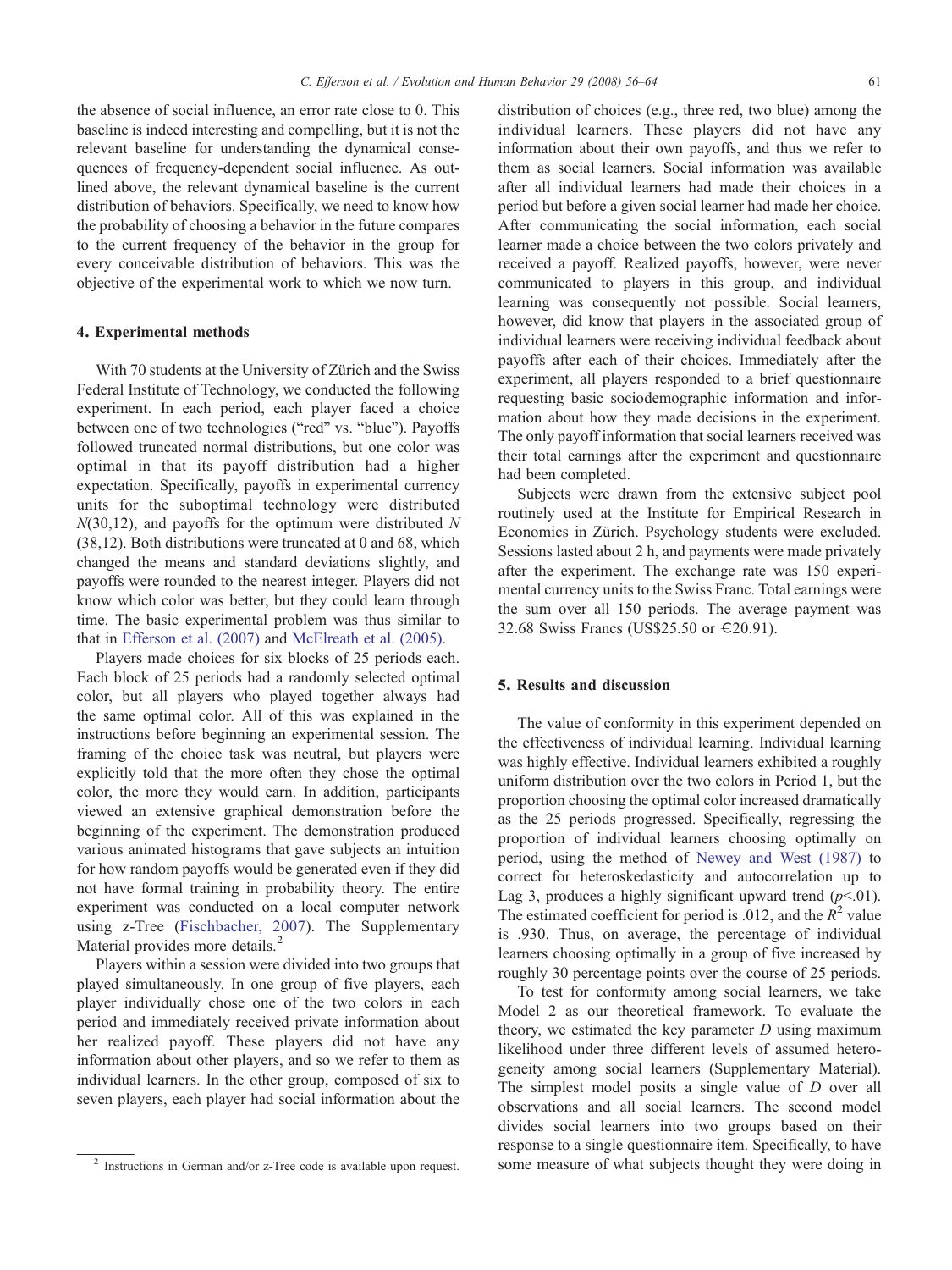the absence of social influence, an error rate close to 0. This baseline is indeed interesting and compelling, but it is not the relevant baseline for understanding the dynamical consequences of frequency-dependent social influence. As outlined above, the relevant dynamical baseline is the current distribution of behaviors. Specifically, we need to know how the probability of choosing a behavior in the future compares to the current frequency of the behavior in the group for every conceivable distribution of behaviors. This was the objective of the experimental work to which we now turn.

## 4. Experimental methods

With 70 students at the University of Zürich and the Swiss Federal Institute of Technology, we conducted the following experiment. In each period, each player faced a choice between one of two technologies ("red" vs. "blue"). Payoffs followed truncated normal distributions, but one color was optimal in that its payoff distribution had a higher expectation. Specifically, payoffs in experimental currency units for the suboptimal technology were distributed $N(30,12)$, and payoffs for the optimum were distributed $N(38,12)$. Both distributions were truncated at 0 and 68, which changed the means and standard deviations slightly, and payoffs were rounded to the nearest integer. Players did not know which color was better, but they could learn through time. The basic experimental problem was thus similar to that in Efferson et al. (2007) and McElreath et al. (2005).

Players made choices for six blocks of 25 periods each. Each block of 25 periods had a randomly selected optimal color, but all players who played together always had the same optimal color. All of this was explained in the instructions before beginning an experimental session. The framing of the choice task was neutral, but players were explicitly told that the more often they chose the optimal color, the more they would earn. In addition, participants viewed an extensive graphical demonstration before the beginning of the experiment. The demonstration produced various animated histograms that gave subjects an intuition for how random payoffs would be generated even if they did not have formal training in probability theory. The entire experiment was conducted on a local computer network using z-Tree (Fischbacher, 2007). The Supplementary Material provides more details.[2]

Players within a session were divided into two groups that played simultaneously. In one group of five players, each player individually chose one of the two colors in each period and immediately received private information about her realized payoff. These players did not have any information about other players, and so we refer to them as individual learners. In the other group, composed of six to seven players, each player had social information about the distribution of choices (e.g., three red, two blue) among the individual learners. These players did not have any information about their own payoffs, and thus we refer to them as social learners. Social information was available after all individual learners had made their choices in a period but before a given social learner had made her choice. After communicating the social information, each social learner made a choice between the two colors privately and received a payoff. Realized payoffs, however, were never communicated to players in this group, and individual learning was consequently not possible. Social learners, however, did know that players in the associated group of individual learners were receiving individual feedback about payoffs after each of their choices. Immediately after the experiment, all players responded to a brief questionnaire requesting basic sociodemographic information and information about how they made decisions in the experiment. The only payoff information that social learners received was their total earnings after the experiment and questionnaire had been completed.

Subjects were drawn from the extensive subject pool routinely used at the Institute for Empirical Research in Economics in Zürich. Psychology students were excluded. Sessions lasted about 2 h, and payments were made privately after the experiment. The exchange rate was 150 experimental currency units to the Swiss Franc. Total earnings were the sum over all 150 periods. The average payment was 32.68 Swiss Francs (US$25.50 or €20.91).

## 5. Results and discussion

The value of conformity in this experiment depended on the effectiveness of individual learning. Individual learning was highly effective. Individual learners exhibited a roughly uniform distribution over the two colors in Period 1, but the proportion choosing the optimal color increased dramatically as the 25 periods progressed. Specifically, regressing the proportion of individual learners choosing optimally on period, using the method of Newey and West (1987) to correct for heteroskedasticity and autocorrelation up to Lag 3, produces a highly significant upward trend ($p<.01$). The estimated coefficient for period is .012, and the $R^2$ value is .930. Thus, on average, the percentage of individual learners choosing optimally in a group of five increased by roughly 30 percentage points over the course of 25 periods.

To test for conformity among social learners, we take Model 2 as our theoretical framework. To evaluate the theory, we estimated the key parameter $D$ using maximum likelihood under three different levels of assumed heterogeneity among social learners (Supplementary Material). The simplest model posits a single value of $D$ over all observations and all social learners. The second model divides social learners into two groups based on their response to a single questionnaire item. Specifically, to have some measure of what subjects thought they were doing in

[2] Instructions in German and/or z-Tree code is available upon request.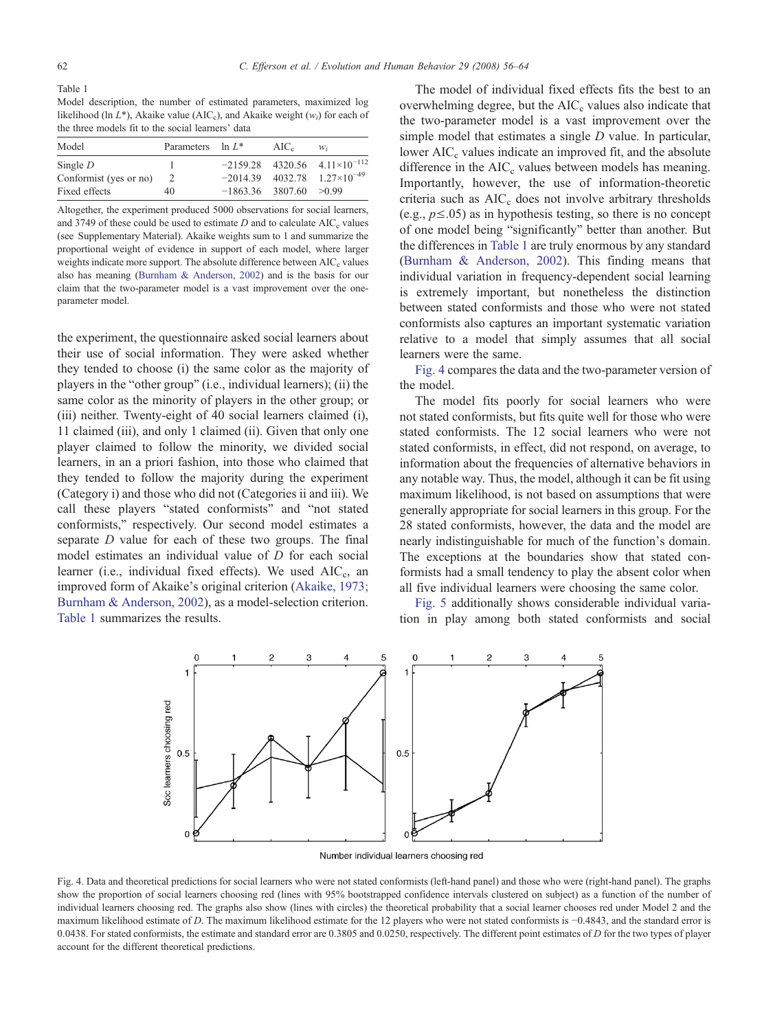Table 1
Model description, the number of estimated parameters, maximized log likelihood ($\ln L^*$), Akaike value ($AIC_c$), and Akaike weight ($w_i$) for each of the three models fit to the social learners' data

| Model | Parameters | $\ln L^*$ | $AIC_c$ | $w_i$ |
|---|---|---|---|---|
| Single $D$ | 1 | −2159.28 | 4320.56 | $4.11 \times 10^{-112}$ |
| Conformist (yes or no) | 2 | −2014.39 | 4032.78 | $1.27 \times 10^{-49}$ |
| Fixed effects | 40 | −1863.36 | 3807.60 | >0.99 |

Altogether, the experiment produced 5000 observations for social learners, and 3749 of these could be used to estimate $D$ and to calculate $AIC_c$ values (see Supplementary Material). Akaike weights sum to 1 and summarize the proportional weight of evidence in support of each model, where larger weights indicate more support. The absolute difference between $AIC_c$ values also has meaning (Burnham & Anderson, 2002) and is the basis for our claim that the two-parameter model is a vast improvement over the one-parameter model.

the experiment, the questionnaire asked social learners about their use of social information. They were asked whether they tended to choose (i) the same color as the majority of players in the "other group" (i.e., individual learners); (ii) the same color as the minority of players in the other group; or (iii) neither. Twenty-eight of 40 social learners claimed (i), 11 claimed (iii), and only 1 claimed (ii). Given that only one player claimed to follow the minority, we divided social learners, in an a priori fashion, into those who claimed that they tended to follow the majority during the experiment (Category i) and those who did not (Categories ii and iii). We call these players "stated conformists" and "not stated conformists," respectively. Our second model estimates a separate $D$ value for each of these two groups. The final model estimates an individual value of $D$ for each social learner (i.e., individual fixed effects). We used $AIC_c$, an improved form of Akaike's original criterion (Akaike, 1973; Burnham & Anderson, 2002), as a model-selection criterion. Table 1 summarizes the results.

The model of individual fixed effects fits the best to an overwhelming degree, but the $AIC_c$ values also indicate that the two-parameter model is a vast improvement over the simple model that estimates a single $D$ value. In particular, lower $AIC_c$ values indicate an improved fit, and the absolute difference in the $AIC_c$ values between models has meaning. Importantly, however, the use of information-theoretic criteria such as $AIC_c$ does not involve arbitrary thresholds (e.g., $p \leq .05$) as in hypothesis testing, so there is no concept of one model being "significantly" better than another. But the differences in Table 1 are truly enormous by any standard (Burnham & Anderson, 2002). This finding means that individual variation in frequency-dependent social learning is extremely important, but nonetheless the distinction between stated conformists and those who were not stated conformists also captures an important systematic variation relative to a model that simply assumes that all social learners were the same.

Fig. 4 compares the data and the two-parameter version of the model.

The model fits poorly for social learners who were not stated conformists, but fits quite well for those who were stated conformists. The 12 social learners who were not stated conformists, in effect, did not respond, on average, to information about the frequencies of alternative behaviors in any notable way. Thus, the model, although it can be fit using maximum likelihood, is not based on assumptions that were generally appropriate for social learners in this group. For the 28 stated conformists, however, the data and the model are nearly indistinguishable for much of the function's domain. The exceptions at the boundaries show that stated conformists had a small tendency to play the absent color when all five individual learners were choosing the same color.

Fig. 5 additionally shows considerable individual variation in play among both stated conformists and social

Fig. 4. Data and theoretical predictions for social learners who were not stated conformists (left-hand panel) and those who were (right-hand panel). The graphs show the proportion of social learners choosing red (lines with 95% bootstrapped confidence intervals clustered on subject) as a function of the number of individual learners choosing red. The graphs also show (lines with circles) the theoretical probability that a social learner chooses red under Model 2 and the maximum likelihood estimate of $D$. The maximum likelihood estimate for the 12 players who were not stated conformists is −0.4843, and the standard error is 0.0438. For stated conformists, the estimate and standard error are 0.3805 and 0.0250, respectively. The different point estimates of $D$ for the two types of player account for the different theoretical predictions.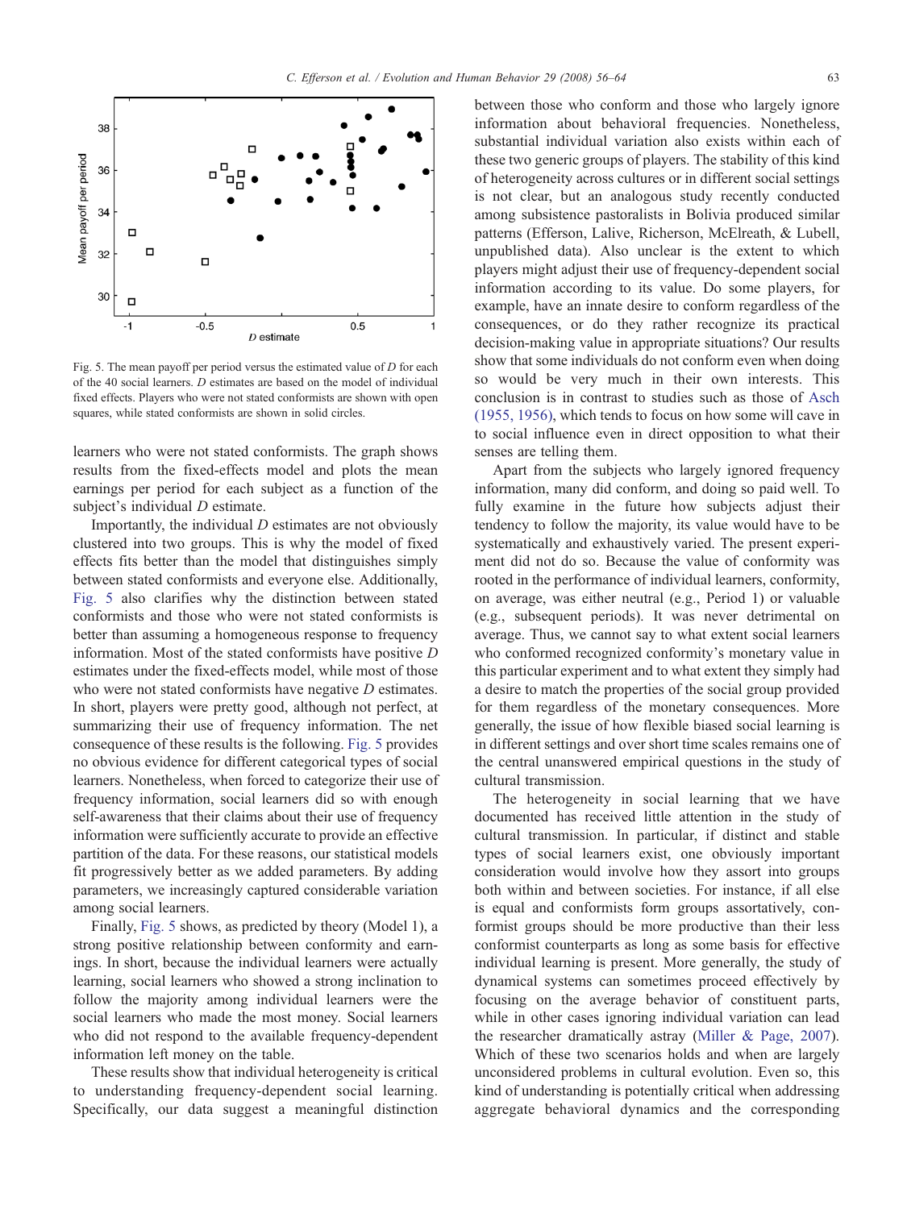Fig. 5. The mean payoff per period versus the estimated value of $D$ for each of the 40 social learners. $D$ estimates are based on the model of individual fixed effects. Players who were not stated conformists are shown with open squares, while stated conformists are shown in solid circles.

learners who were not stated conformists. The graph shows results from the fixed-effects model and plots the mean earnings per period for each subject as a function of the subject's individual $D$ estimate.

Importantly, the individual $D$ estimates are not obviously clustered into two groups. This is why the model of fixed effects fits better than the model that distinguishes simply between stated conformists and everyone else. Additionally, Fig. 5 also clarifies why the distinction between stated conformists and those who were not stated conformists is better than assuming a homogeneous response to frequency information. Most of the stated conformists have positive $D$ estimates under the fixed-effects model, while most of those who were not stated conformists have negative $D$ estimates. In short, players were pretty good, although not perfect, at summarizing their use of frequency information. The net consequence of these results is the following. Fig. 5 provides no obvious evidence for different categorical types of social learners. Nonetheless, when forced to categorize their use of frequency information, social learners did so with enough self-awareness that their claims about their use of frequency information were sufficiently accurate to provide an effective partition of the data. For these reasons, our statistical models fit progressively better as we added parameters. By adding parameters, we increasingly captured considerable variation among social learners.

Finally, Fig. 5 shows, as predicted by theory (Model 1), a strong positive relationship between conformity and earnings. In short, because the individual learners were actually learning, social learners who showed a strong inclination to follow the majority among individual learners were the social learners who made the most money. Social learners who did not respond to the available frequency-dependent information left money on the table.

These results show that individual heterogeneity is critical to understanding frequency-dependent social learning. Specifically, our data suggest a meaningful distinction between those who conform and those who largely ignore information about behavioral frequencies. Nonetheless, substantial individual variation also exists within each of these two generic groups of players. The stability of this kind of heterogeneity across cultures or in different social settings is not clear, but an analogous study recently conducted among subsistence pastoralists in Bolivia produced similar patterns (Efferson, Lalive, Richerson, McElreath, & Lubell, unpublished data). Also unclear is the extent to which players might adjust their use of frequency-dependent social information according to its value. Do some players, for example, have an innate desire to conform regardless of the consequences, or do they rather recognize its practical decision-making value in appropriate situations? Our results show that some individuals do not conform even when doing so would be very much in their own interests. This conclusion is in contrast to studies such as those of Asch (1955, 1956), which tends to focus on how some will cave in to social influence even in direct opposition to what their senses are telling them.

Apart from the subjects who largely ignored frequency information, many did conform, and doing so paid well. To fully examine in the future how subjects adjust their tendency to follow the majority, its value would have to be systematically and exhaustively varied. The present experiment did not do so. Because the value of conformity was rooted in the performance of individual learners, conformity, on average, was either neutral (e.g., Period 1) or valuable (e.g., subsequent periods). It was never detrimental on average. Thus, we cannot say to what extent social learners who conformed recognized conformity's monetary value in this particular experiment and to what extent they simply had a desire to match the properties of the social group provided for them regardless of the monetary consequences. More generally, the issue of how flexible biased social learning is in different settings and over short time scales remains one of the central unanswered empirical questions in the study of cultural transmission.

The heterogeneity in social learning that we have documented has received little attention in the study of cultural transmission. In particular, if distinct and stable types of social learners exist, one obviously important consideration would involve how they assort into groups both within and between societies. For instance, if all else is equal and conformists form groups assortatively, conformist groups should be more productive than their less conformist counterparts as long as some basis for effective individual learning is present. More generally, the study of dynamical systems can sometimes proceed effectively by focusing on the average behavior of constituent parts, while in other cases ignoring individual variation can lead the researcher dramatically astray (Miller & Page, 2007). Which of these two scenarios holds and when are largely unconsidered problems in cultural evolution. Even so, this kind of understanding is potentially critical when addressing aggregate behavioral dynamics and the corresponding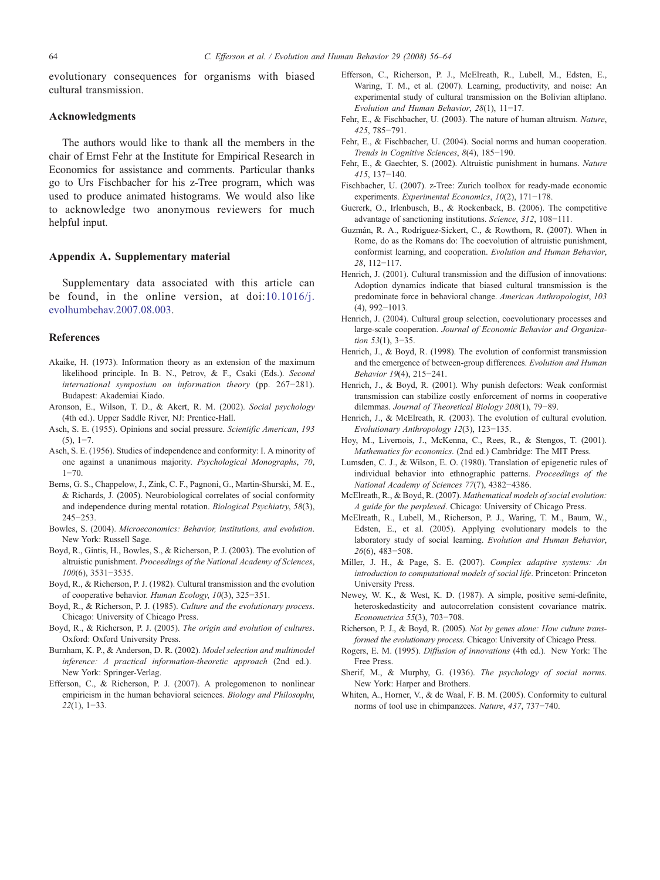evolutionary consequences for organisms with biased cultural transmission.

## Acknowledgments

The authors would like to thank all the members in the chair of Ernst Fehr at the Institute for Empirical Research in Economics for assistance and comments. Particular thanks go to Urs Fischbacher for his z-Tree program, which was used to produce animated histograms. We would also like to acknowledge two anonymous reviewers for much helpful input.

## Appendix A. Supplementary material

Supplementary data associated with this article can be found, in the online version, at doi:10.1016/j.evolhumbehav.2007.08.003.

## References

Akaike, H. (1973). Information theory as an extension of the maximum likelihood principle. In B. N., Petrov, & F., Csaki (Eds.). *Second international symposium on information theory* (pp. 267−281). Budapest: Akademiai Kiado.

Aronson, E., Wilson, T. D., & Akert, R. M. (2002). *Social psychology* (4th ed.). Upper Saddle River, NJ: Prentice-Hall.

Asch, S. E. (1955). Opinions and social pressure. *Scientific American*, *193* (5), 1−7.

Asch, S. E. (1956). Studies of independence and conformity: I. A minority of one against a unanimous majority. *Psychological Monographs*, *70*, 1−70.

Berns, G. S., Chappelow, J., Zink, C. F., Pagnoni, G., Martin-Shurski, M. E., & Richards, J. (2005). Neurobiological correlates of social conformity and independence during mental rotation. *Biological Psychiatry*, *58*(3), 245−253.

Bowles, S. (2004). *Microeconomics: Behavior, institutions, and evolution*. New York: Russell Sage.

Boyd, R., Gintis, H., Bowles, S., & Richerson, P. J. (2003). The evolution of altruistic punishment. *Proceedings of the National Academy of Sciences*, *100*(6), 3531−3535.

Boyd, R., & Richerson, P. J. (1982). Cultural transmission and the evolution of cooperative behavior. *Human Ecology*, *10*(3), 325−351.

Boyd, R., & Richerson, P. J. (1985). *Culture and the evolutionary process*. Chicago: University of Chicago Press.

Boyd, R., & Richerson, P. J. (2005). *The origin and evolution of cultures*. Oxford: Oxford University Press.

Burnham, K. P., & Anderson, D. R. (2002). *Model selection and multimodel inference: A practical information-theoretic approach* (2nd ed.). New York: Springer-Verlag.

Efferson, C., & Richerson, P. J. (2007). A prolegomenon to nonlinear empiricism in the human behavioral sciences. *Biology and Philosophy*, *22*(1), 1−33.

Efferson, C., Richerson, P. J., McElreath, R., Lubell, M., Edsten, E., Waring, T. M., et al. (2007). Learning, productivity, and noise: An experimental study of cultural transmission on the Bolivian altiplano. *Evolution and Human Behavior*, *28*(1), 11−17.

Fehr, E., & Fischbacher, U. (2003). The nature of human altruism. *Nature*, *425*, 785−791.

Fehr, E., & Fischbacher, U. (2004). Social norms and human cooperation. *Trends in Cognitive Sciences*, *8*(4), 185−190.

Fehr, E., & Gaechter, S. (2002). Altruistic punishment in humans. *Nature* *415*, 137−140.

Fischbacher, U. (2007). z-Tree: Zurich toolbox for ready-made economic experiments. *Experimental Economics*, *10*(2), 171−178.

Guererk, O., Irlenbusch, B., & Rockenback, B. (2006). The competitive advantage of sanctioning institutions. *Science*, *312*, 108−111.

Guzmán, R. A., Rodríguez-Sickert, C., & Rowthorn, R. (2007). When in Rome, do as the Romans do: The coevolution of altruistic punishment, conformist learning, and cooperation. *Evolution and Human Behavior*, *28*, 112−117.

Henrich, J. (2001). Cultural transmission and the diffusion of innovations: Adoption dynamics indicate that biased cultural transmission is the predominate force in behavioral change. *American Anthropologist*, *103* (4), 992−1013.

Henrich, J. (2004). Cultural group selection, coevolutionary processes and large-scale cooperation. *Journal of Economic Behavior and Organization 53*(1), 3−35.

Henrich, J., & Boyd, R. (1998). The evolution of conformist transmission and the emergence of between-group differences. *Evolution and Human Behavior 19*(4), 215−241.

Henrich, J., & Boyd, R. (2001). Why punish defectors: Weak conformist transmission can stabilize costly enforcement of norms in cooperative dilemmas. *Journal of Theoretical Biology 208*(1), 79−89.

Henrich, J., & McElreath, R. (2003). The evolution of cultural evolution. *Evolutionary Anthropology 12*(3), 123−135.

Hoy, M., Livernois, J., McKenna, C., Rees, R., & Stengos, T. (2001). *Mathematics for economics*. (2nd ed.) Cambridge: The MIT Press.

Lumsden, C. J., & Wilson, E. O. (1980). Translation of epigenetic rules of individual behavior into ethnographic patterns. *Proceedings of the National Academy of Sciences 77*(7), 4382−4386.

McElreath, R., & Boyd, R. (2007). *Mathematical models of social evolution: A guide for the perplexed*. Chicago: University of Chicago Press.

McElreath, R., Lubell, M., Richerson, P. J., Waring, T. M., Baum, W., Edsten, E., et al. (2005). Applying evolutionary models to the laboratory study of social learning. *Evolution and Human Behavior*, *26*(6), 483−508.

Miller, J. H., & Page, S. E. (2007). *Complex adaptive systems: An introduction to computational models of social life*. Princeton: Princeton University Press.

Newey, W. K., & West, K. D. (1987). A simple, positive semi-definite, heteroskedasticity and autocorrelation consistent covariance matrix. *Econometrica 55*(3), 703−708.

Richerson, P. J., & Boyd, R. (2005). *Not by genes alone: How culture transformed the evolutionary process*. Chicago: University of Chicago Press.

Rogers, E. M. (1995). *Diffusion of innovations* (4th ed.). New York: The Free Press.

Sherif, M., & Murphy, G. (1936). *The psychology of social norms*. New York: Harper and Brothers.

Whiten, A., Horner, V., & de Waal, F. B. M. (2005). Conformity to cultural norms of tool use in chimpanzees. *Nature*, *437*, 737−740.